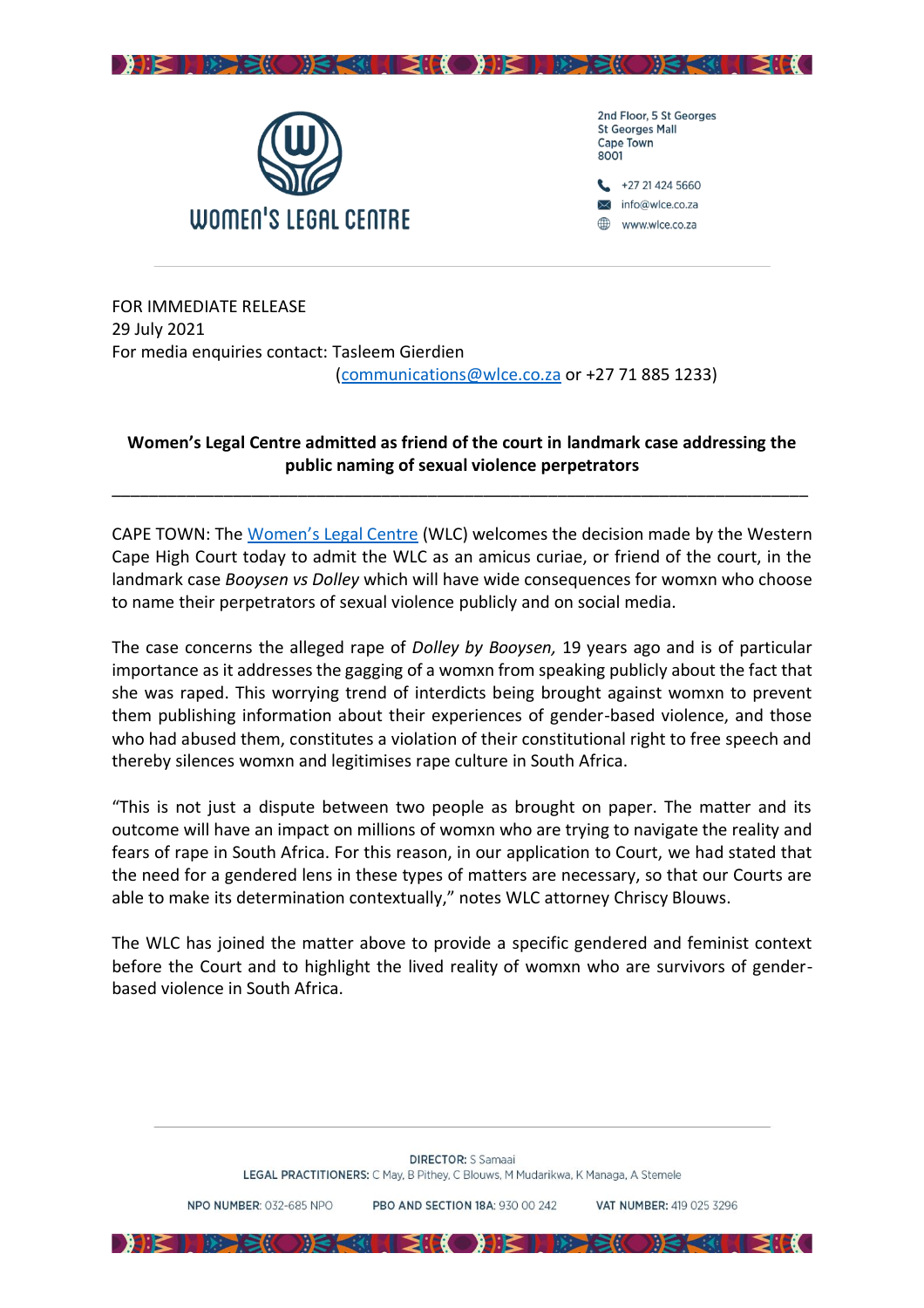WOMEN'S LEGAL CENTRE

2nd Floor, 5 St Georges
St Georges Mall
Cape Town
8001

+27 21 424 5660
info@wlce.co.za
www.wlce.co.za

FOR IMMEDIATE RELEASE
29 July 2021
For media enquiries contact: Tasleem Gierdien
(communications@wlce.co.za or +27 71 885 1233)

**Women's Legal Centre admitted as friend of the court in landmark case addressing the public naming of sexual violence perpetrators**

---

CAPE TOWN: The Women's Legal Centre (WLC) welcomes the decision made by the Western Cape High Court today to admit the WLC as an amicus curiae, or friend of the court, in the landmark case *Booysen vs Dolley* which will have wide consequences for womxn who choose to name their perpetrators of sexual violence publicly and on social media.

The case concerns the alleged rape of *Dolley by Booysen,* 19 years ago and is of particular importance as it addresses the gagging of a womxn from speaking publicly about the fact that she was raped. This worrying trend of interdicts being brought against womxn to prevent them publishing information about their experiences of gender-based violence, and those who had abused them, constitutes a violation of their constitutional right to free speech and thereby silences womxn and legitimises rape culture in South Africa.

"This is not just a dispute between two people as brought on paper. The matter and its outcome will have an impact on millions of womxn who are trying to navigate the reality and fears of rape in South Africa. For this reason, in our application to Court, we had stated that the need for a gendered lens in these types of matters are necessary, so that our Courts are able to make its determination contextually," notes WLC attorney Chriscy Blouws.

The WLC has joined the matter above to provide a specific gendered and feminist context before the Court and to highlight the lived reality of womxn who are survivors of gender-based violence in South Africa.

---

**DIRECTOR:** S Samaai
**LEGAL PRACTITIONERS:** C May, B Pithey, C Blouws, M Mudarikwa, K Managa, A Stemele

**NPO NUMBER:** 032-685 NPO **PBO AND SECTION 18A:** 930 00 242 **VAT NUMBER:** 419 025 3296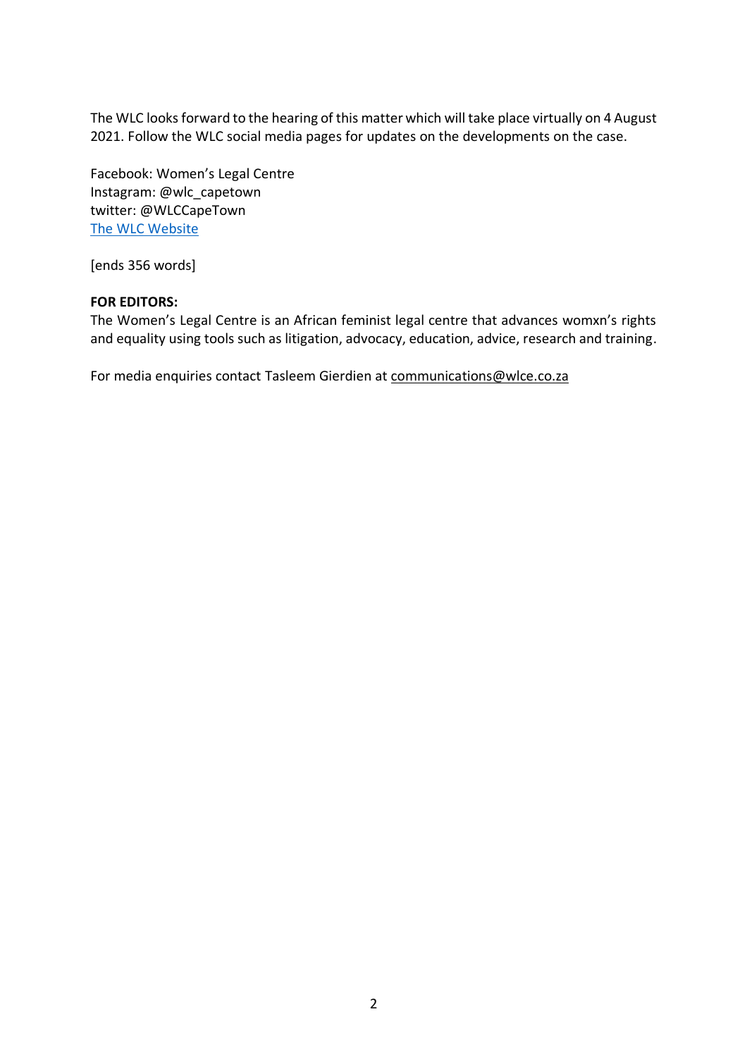The WLC looks forward to the hearing of this matter which will take place virtually on 4 August 2021. Follow the WLC social media pages for updates on the developments on the case.

Facebook: Women's Legal Centre
Instagram: @wlc_capetown
twitter: @WLCCapeTown
The WLC Website

[ends 356 words]

**FOR EDITORS:**
The Women's Legal Centre is an African feminist legal centre that advances womxn's rights and equality using tools such as litigation, advocacy, education, advice, research and training.

For media enquiries contact Tasleem Gierdien at communications@wlce.co.za